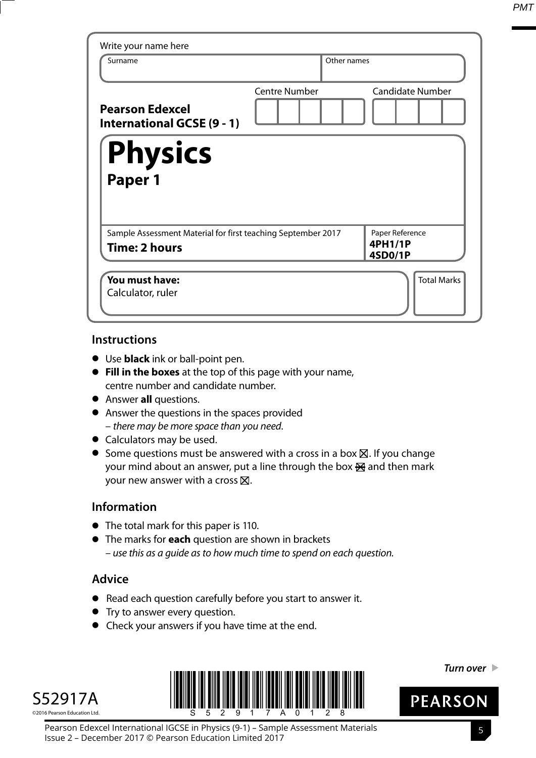Write your name here

| Surname | Other names |
|---|---|
| | |

**Pearson Edexcel International GCSE (9 - 1)**

| Centre Number | Candidate Number |
|---|---|
| | |

# Physics

## Paper 1

Sample Assessment Material for first teaching September 2017

**Time: 2 hours**

Paper Reference
**4PH1/1P**
**4SD0/1P**

**You must have:**
Calculator, ruler

Total Marks

### Instructions

- Use **black** ink or ball-point pen.
- **Fill in the boxes** at the top of this page with your name, centre number and candidate number.
- Answer **all** questions.
- Answer the questions in the spaces provided
  – *there may be more space than you need*.
- Calculators may be used.
- Some questions must be answered with a cross in a box ☒. If you change your mind about an answer, put a line through the box ☒ and then mark your new answer with a cross ☒.

### Information

- The total mark for this paper is 110.
- The marks for **each** question are shown in brackets
  – *use this as a guide as to how much time to spend on each question.*

### Advice

- Read each question carefully before you start to answer it.
- Try to answer every question.
- Check your answers if you have time at the end.

***Turn over***

S52917A

©2016 Pearson Education Ltd.

PEARSON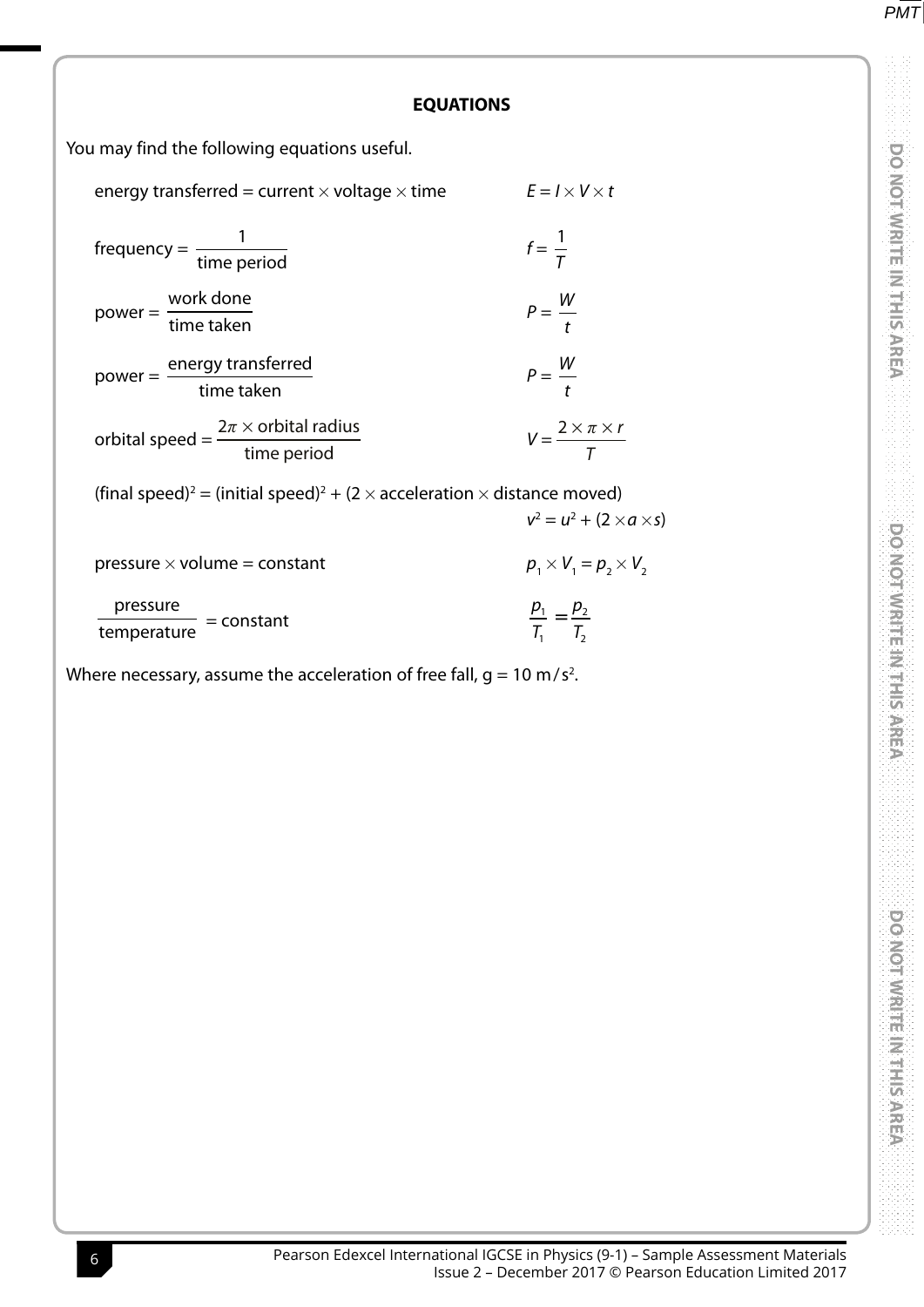## EQUATIONS

You may find the following equations useful.

| | |
|---|---|
| energy transferred = current × voltage × time | $E = I \times V \times t$ |
| $\text{frequency} = \dfrac{1}{\text{time period}}$ | $f = \dfrac{1}{T}$ |
| $\text{power} = \dfrac{\text{work done}}{\text{time taken}}$ | $P = \dfrac{W}{t}$ |
| $\text{power} = \dfrac{\text{energy transferred}}{\text{time taken}}$ | $P = \dfrac{W}{t}$ |
| $\text{orbital speed} = \dfrac{2\pi \times \text{orbital radius}}{\text{time period}}$ | $V = \dfrac{2 \times \pi \times r}{T}$ |
| $(\text{final speed})^2 = (\text{initial speed})^2 + (2 \times \text{acceleration} \times \text{distance moved})$ | $v^2 = u^2 + (2 \times a \times s)$ |
| pressure × volume = constant | $p_1 \times V_1 = p_2 \times V_2$ |
| $\dfrac{\text{pressure}}{\text{temperature}} = \text{constant}$ | $\dfrac{p_1}{T_1} = \dfrac{p_2}{T_2}$ |

Where necessary, assume the acceleration of free fall, $g = 10\ \text{m/s}^2$.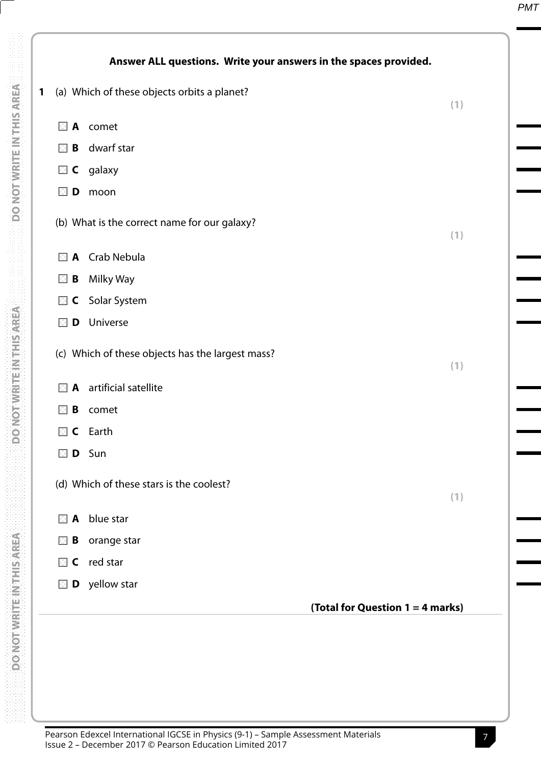**Answer ALL questions. Write your answers in the spaces provided.**

**1** (a) Which of these objects orbits a planet?

**(1)**

☐ **A** comet

☐ **B** dwarf star

☐ **C** galaxy

☐ **D** moon

(b) What is the correct name for our galaxy?

**(1)**

☐ **A** Crab Nebula

☐ **B** Milky Way

☐ **C** Solar System

☐ **D** Universe

(c) Which of these objects has the largest mass?

**(1)**

☐ **A** artificial satellite

☐ **B** comet

☐ **C** Earth

☐ **D** Sun

(d) Which of these stars is the coolest?

**(1)**

☐ **A** blue star

☐ **B** orange star

☐ **C** red star

☐ **D** yellow star

**(Total for Question 1 = 4 marks)**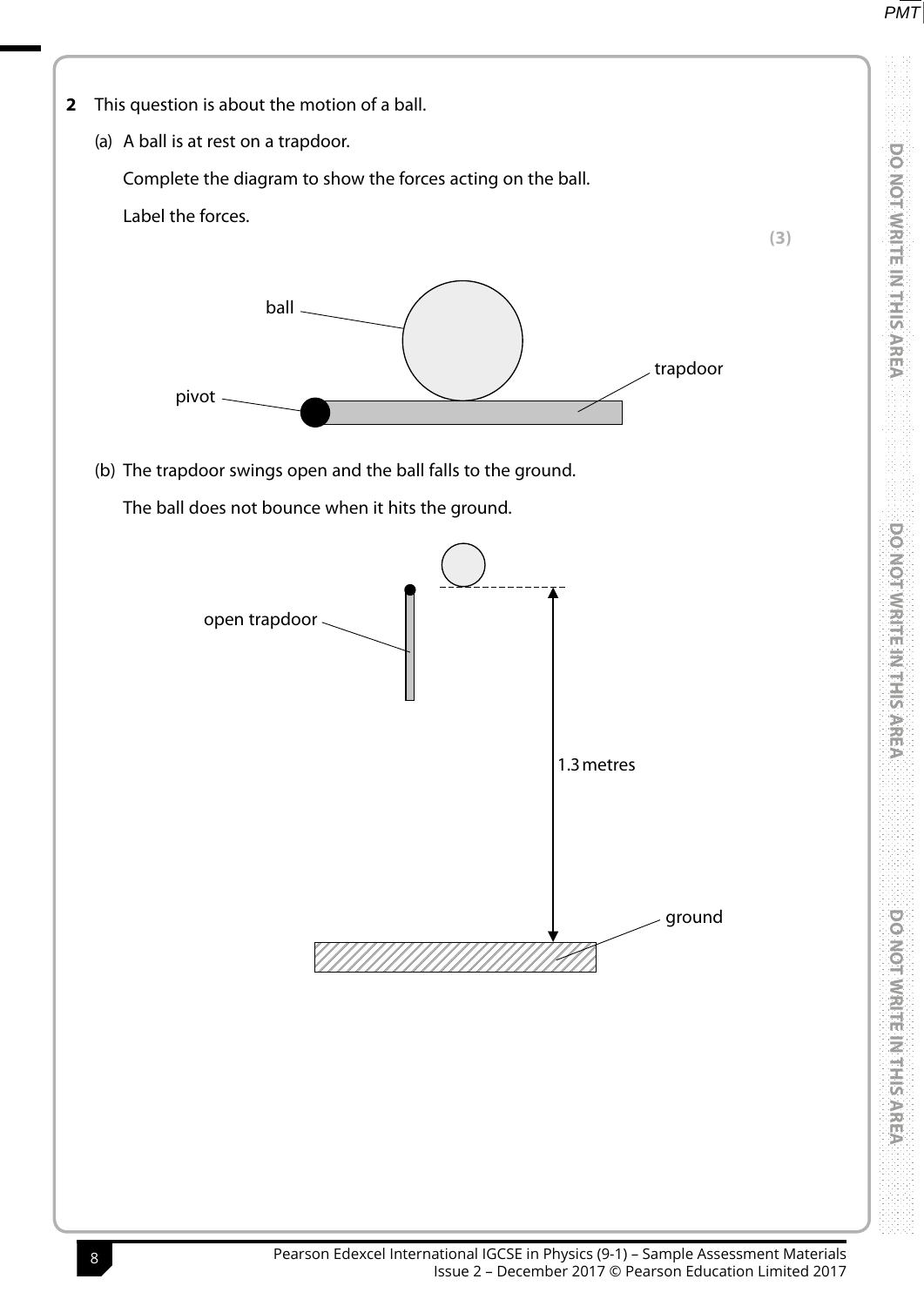**2** This question is about the motion of a ball.

(a) A ball is at rest on a trapdoor.

Complete the diagram to show the forces acting on the ball.

Label the forces.

**(3)**

ball

trapdoor

pivot

(b) The trapdoor swings open and the ball falls to the ground.

The ball does not bounce when it hits the ground.

open trapdoor

1.3 metres

ground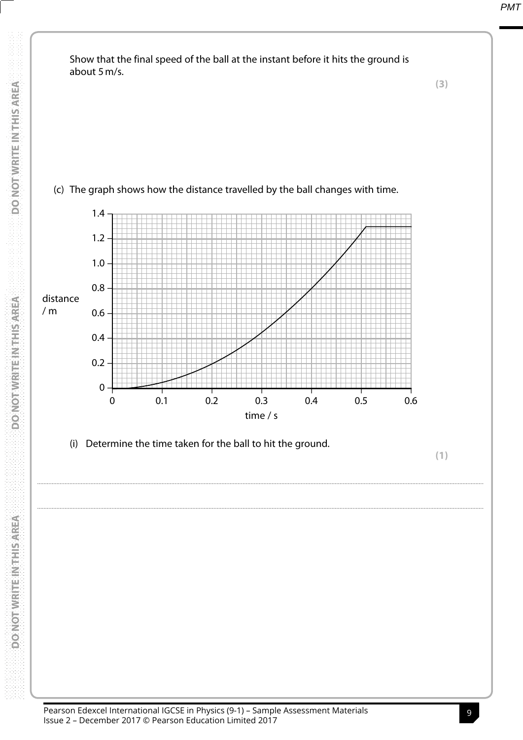Show that the final speed of the ball at the instant before it hits the ground is about 5 m/s.

**(3)**

(c) The graph shows how the distance travelled by the ball changes with time.

(i) Determine the time taken for the ball to hit the ground.

**(1)**

..............................................................................................................................................

..............................................................................................................................................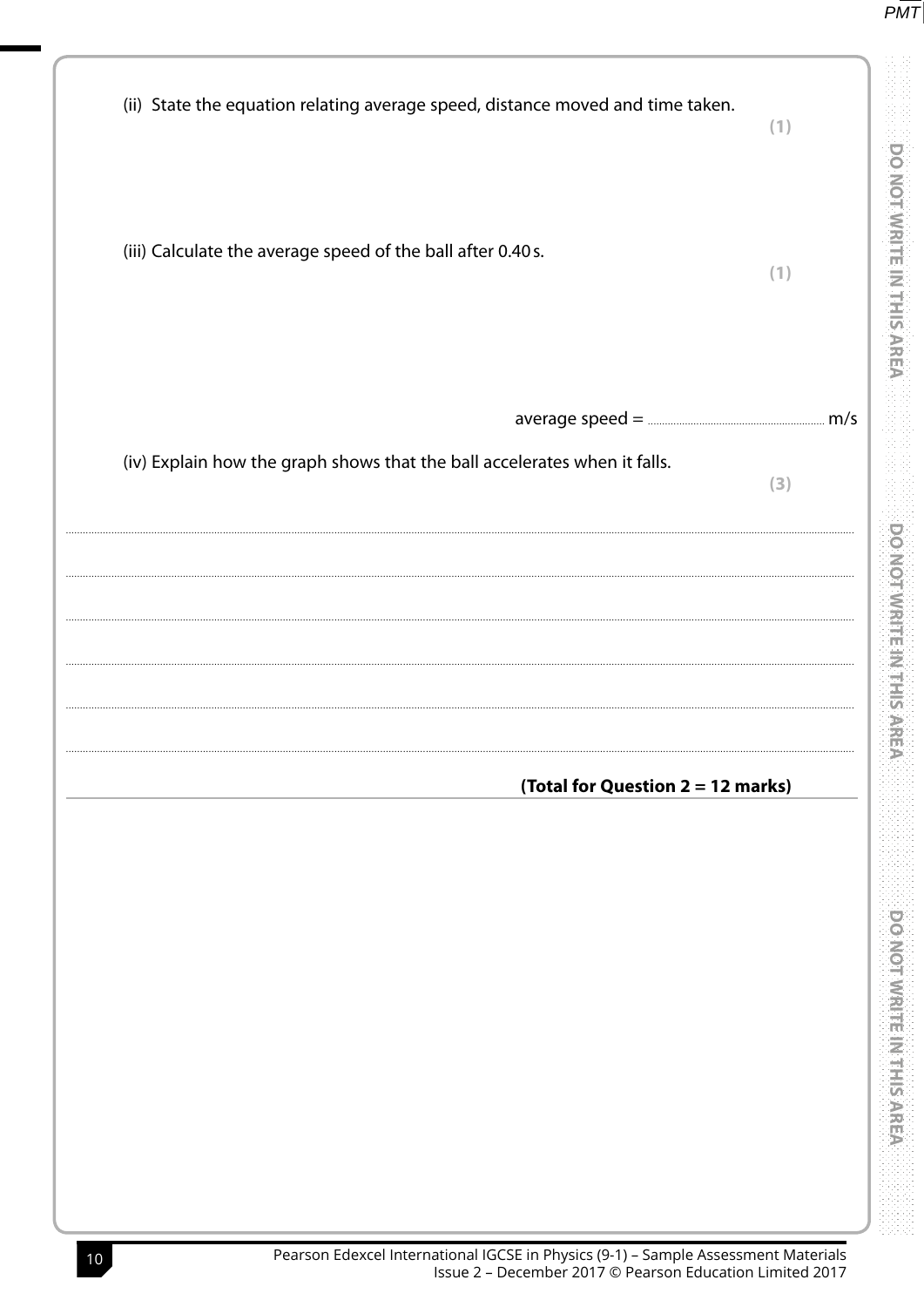(ii) State the equation relating average speed, distance moved and time taken.

**(1)**

(iii) Calculate the average speed of the ball after 0.40 s.

**(1)**

average speed = .............................................. m/s

(iv) Explain how the graph shows that the ball accelerates when it falls.

**(3)**

..........................................................................................................................................................................

..........................................................................................................................................................................

..........................................................................................................................................................................

..........................................................................................................................................................................

..........................................................................................................................................................................

..........................................................................................................................................................................

**(Total for Question 2 = 12 marks)**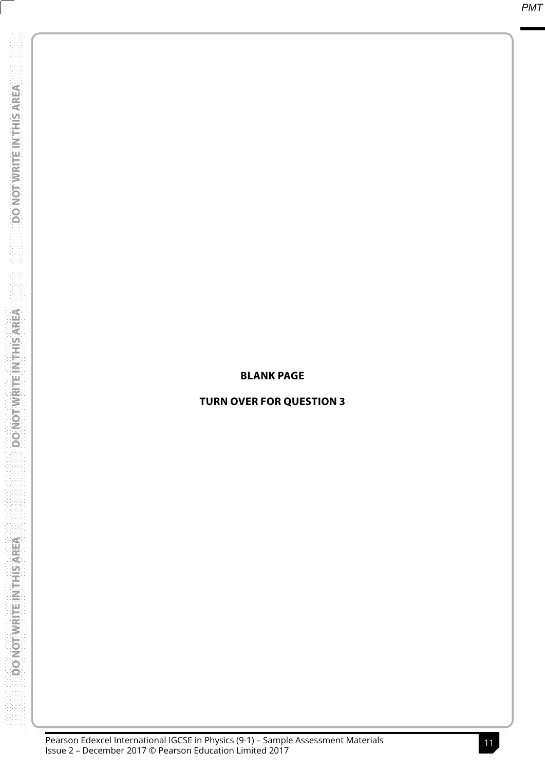**BLANK PAGE**

**TURN OVER FOR QUESTION 3**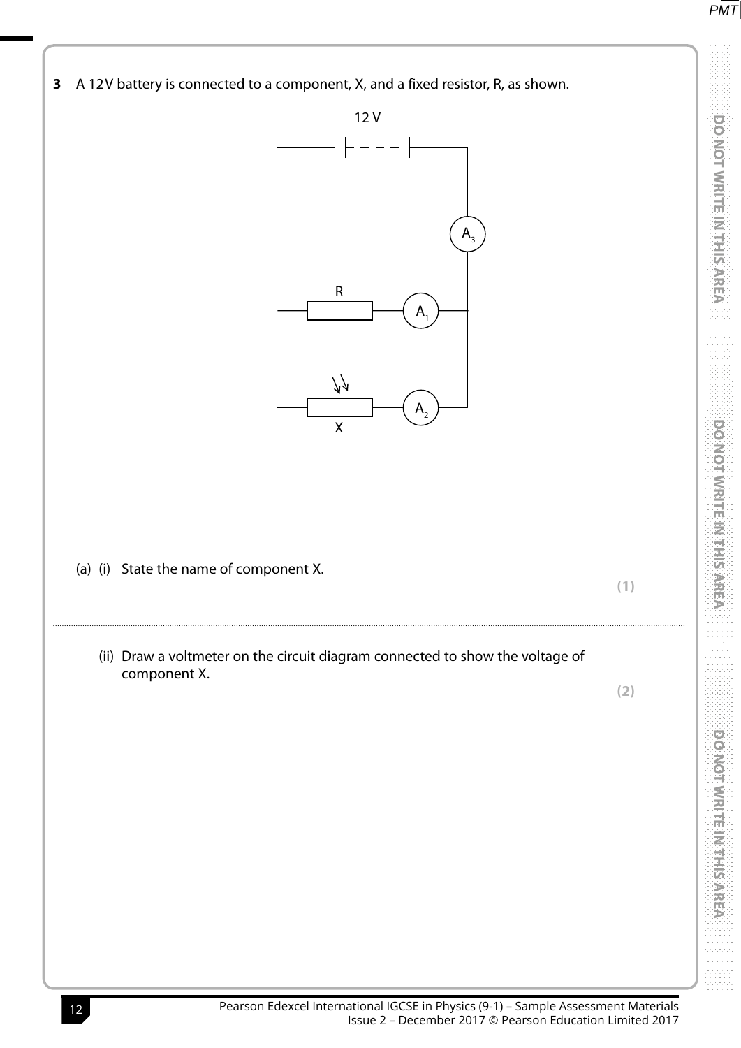**3** A 12 V battery is connected to a component, X, and a fixed resistor, R, as shown.

(a) (i) State the name of component X.

**(1)**

..........................................................................................................................................................................................................

(ii) Draw a voltmeter on the circuit diagram connected to show the voltage of component X.

**(2)**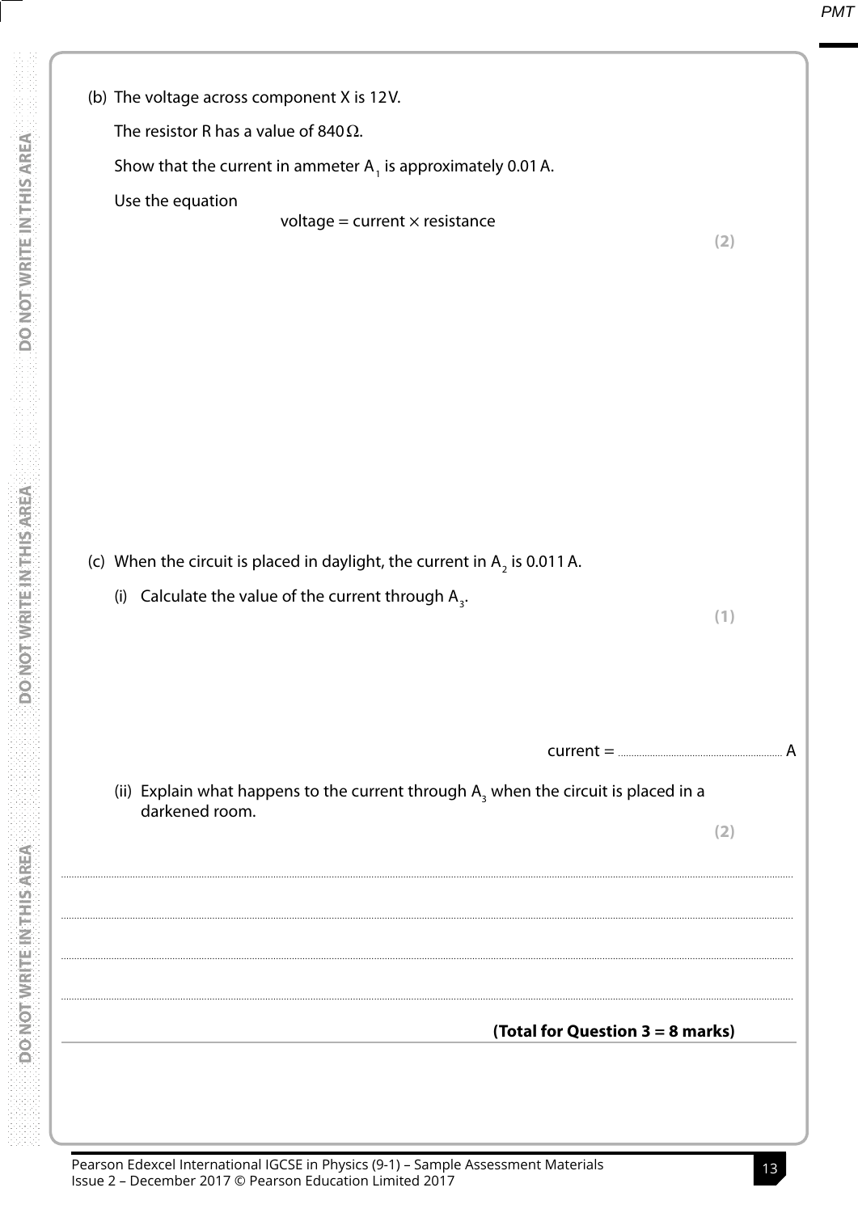(b) The voltage across component X is 12 V.

The resistor R has a value of 840 Ω.

Show that the current in ammeter $A_1$ is approximately 0.01 A.

Use the equation

voltage = current × resistance

**(2)**

(c) When the circuit is placed in daylight, the current in $A_2$ is 0.011 A.

(i) Calculate the value of the current through $A_3$.

**(1)**

current = .............................................................. A

(ii) Explain what happens to the current through $A_3$ when the circuit is placed in a darkened room.

**(2)**

.......................................................................................................................................................................

.......................................................................................................................................................................

.......................................................................................................................................................................

.......................................................................................................................................................................

**(Total for Question 3 = 8 marks)**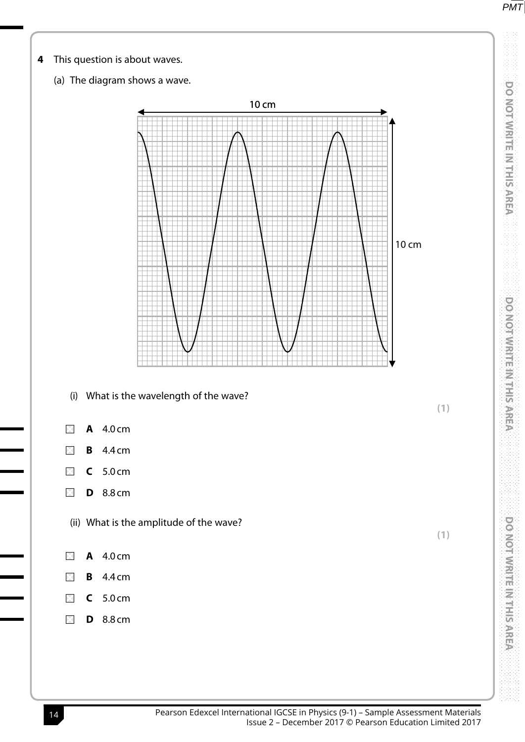**4** This question is about waves.

(a) The diagram shows a wave.

10 cm

10 cm

(i) What is the wavelength of the wave?

**(1)**

☐ **A** 4.0 cm

☐ **B** 4.4 cm

☐ **C** 5.0 cm

☐ **D** 8.8 cm

(ii) What is the amplitude of the wave?

**(1)**

☐ **A** 4.0 cm

☐ **B** 4.4 cm

☐ **C** 5.0 cm

☐ **D** 8.8 cm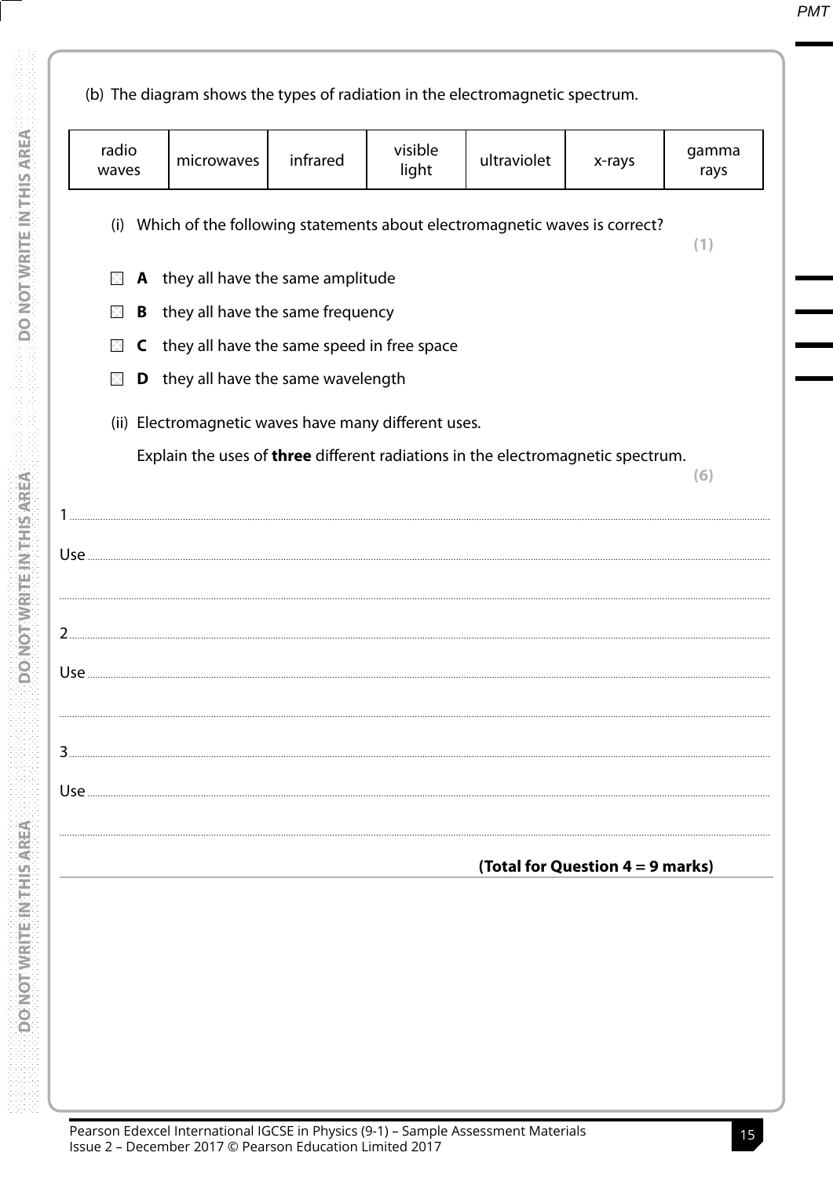(b) The diagram shows the types of radiation in the electromagnetic spectrum.

| radio waves | microwaves | infrared | visible light | ultraviolet | x-rays | gamma rays |
|---|---|---|---|---|---|---|

(i) Which of the following statements about electromagnetic waves is correct? **(1)**

☒ **A** they all have the same amplitude

☒ **B** they all have the same frequency

☒ **C** they all have the same speed in free space

☒ **D** they all have the same wavelength

(ii) Electromagnetic waves have many different uses.

Explain the uses of **three** different radiations in the electromagnetic spectrum. **(6)**

1 ..............................................................................................................................................

Use ..............................................................................................................................................

..............................................................................................................................................

2 ..............................................................................................................................................

Use ..............................................................................................................................................

..............................................................................................................................................

3 ..............................................................................................................................................

Use ..............................................................................................................................................

..............................................................................................................................................

**(Total for Question 4 = 9 marks)**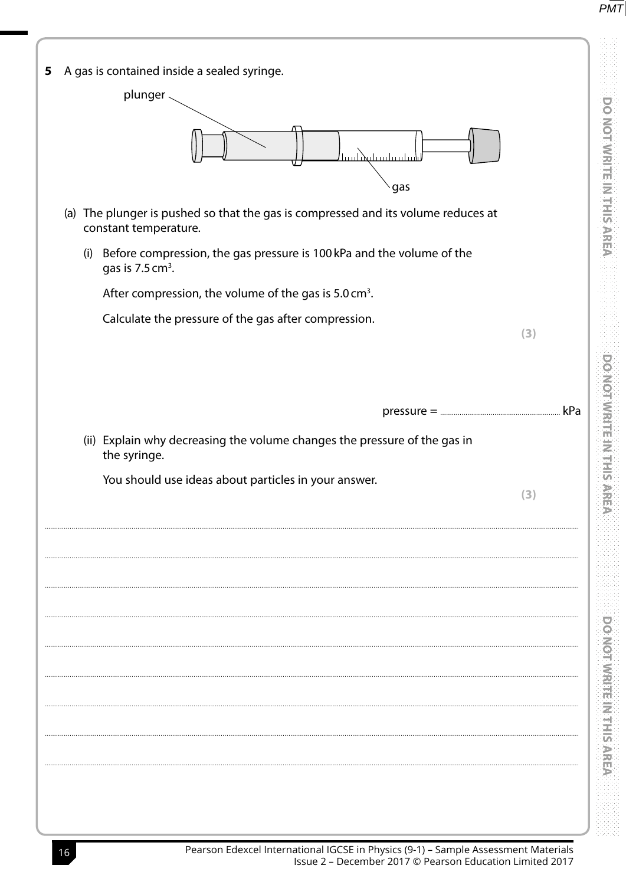**5** A gas is contained inside a sealed syringe.

plunger

gas

(a) The plunger is pushed so that the gas is compressed and its volume reduces at constant temperature.

(i) Before compression, the gas pressure is 100 kPa and the volume of the gas is 7.5 $cm^3$.

After compression, the volume of the gas is 5.0 $cm^3$.

Calculate the pressure of the gas after compression.

**(3)**

pressure = .................................................. kPa

(ii) Explain why decreasing the volume changes the pressure of the gas in the syringe.

You should use ideas about particles in your answer.

**(3)**

..........................................................................................................................................

..........................................................................................................................................

..........................................................................................................................................

..........................................................................................................................................

..........................................................................................................................................

..........................................................................................................................................

..........................................................................................................................................

..........................................................................................................................................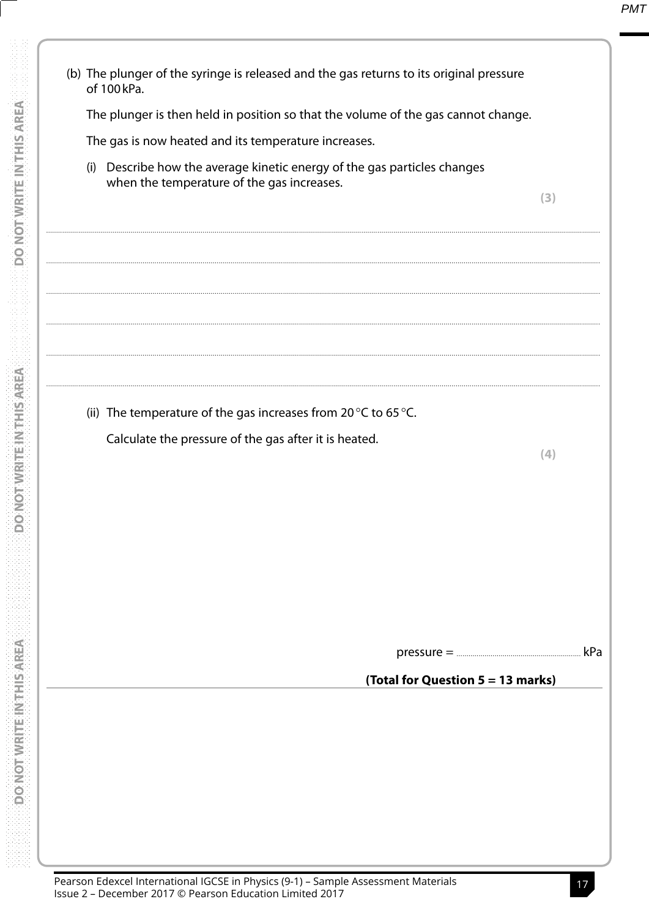(b) The plunger of the syringe is released and the gas returns to its original pressure of 100 kPa.

The plunger is then held in position so that the volume of the gas cannot change.

The gas is now heated and its temperature increases.

(i) Describe how the average kinetic energy of the gas particles changes when the temperature of the gas increases.

**(3)**

..............................................................................................................................................

..............................................................................................................................................

..............................................................................................................................................

..............................................................................................................................................

..............................................................................................................................................

(ii) The temperature of the gas increases from 20 °C to 65 °C.

Calculate the pressure of the gas after it is heated.

**(4)**

pressure = .............................................. kPa

**(Total for Question 5 = 13 marks)**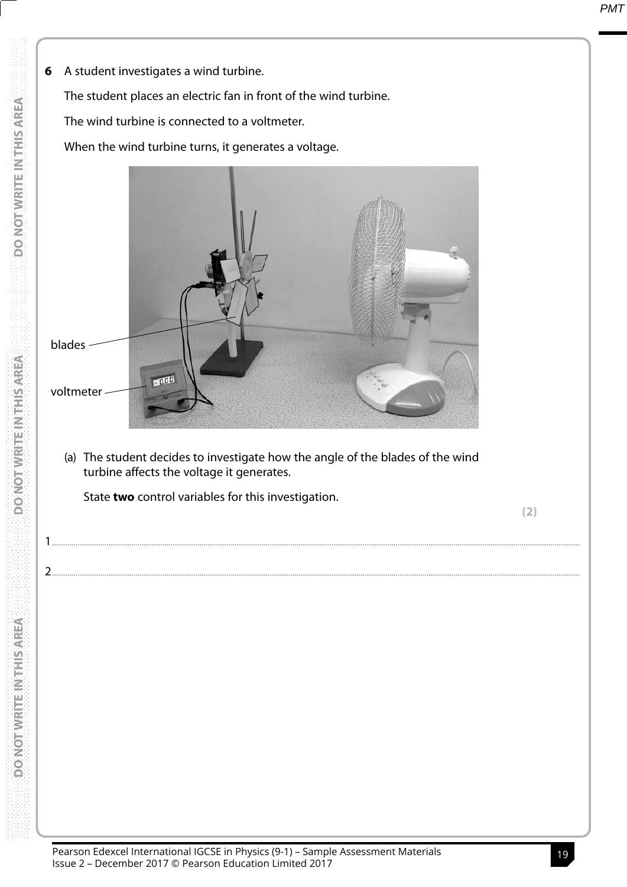**6** A student investigates a wind turbine.

The student places an electric fan in front of the wind turbine.

The wind turbine is connected to a voltmeter.

When the wind turbine turns, it generates a voltage.

blades

voltmeter

(a) The student decides to investigate how the angle of the blades of the wind turbine affects the voltage it generates.

State **two** control variables for this investigation.

**(2)**

1 ..............................................................................................................................................

2 ..............................................................................................................................................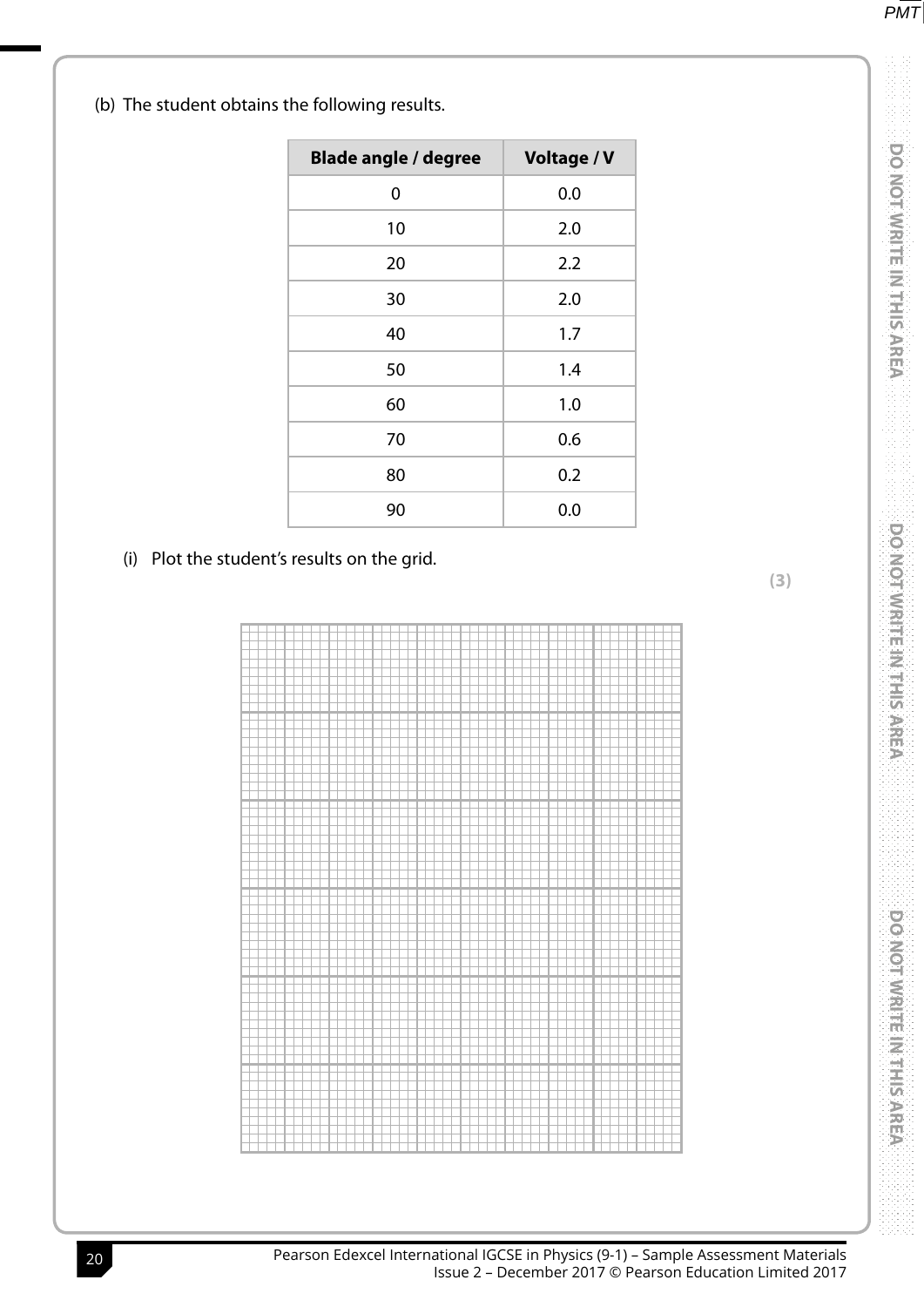(b) The student obtains the following results.

| Blade angle / degree | Voltage / V |
|---|---|
| 0 | 0.0 |
| 10 | 2.0 |
| 20 | 2.2 |
| 30 | 2.0 |
| 40 | 1.7 |
| 50 | 1.4 |
| 60 | 1.0 |
| 70 | 0.6 |
| 80 | 0.2 |
| 90 | 0.0 |

(i) Plot the student's results on the grid.

**(3)**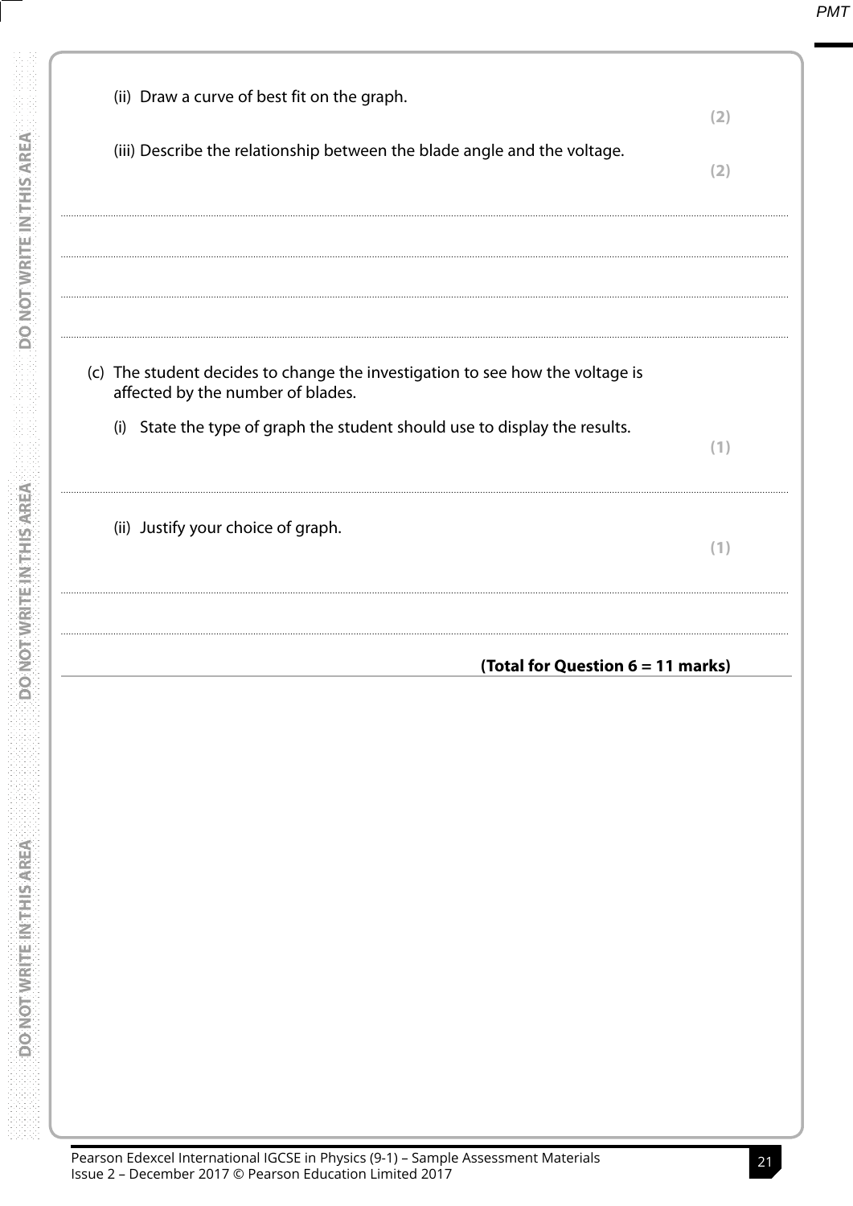(ii) Draw a curve of best fit on the graph.

**(2)**

(iii) Describe the relationship between the blade angle and the voltage.

**(2)**

..........................................................................................................................................................................................................

..........................................................................................................................................................................................................

..........................................................................................................................................................................................................

..........................................................................................................................................................................................................

(c) The student decides to change the investigation to see how the voltage is affected by the number of blades.

(i) State the type of graph the student should use to display the results.

**(1)**

..........................................................................................................................................................................................................

(ii) Justify your choice of graph.

**(1)**

..........................................................................................................................................................................................................

..........................................................................................................................................................................................................

**(Total for Question 6 = 11 marks)**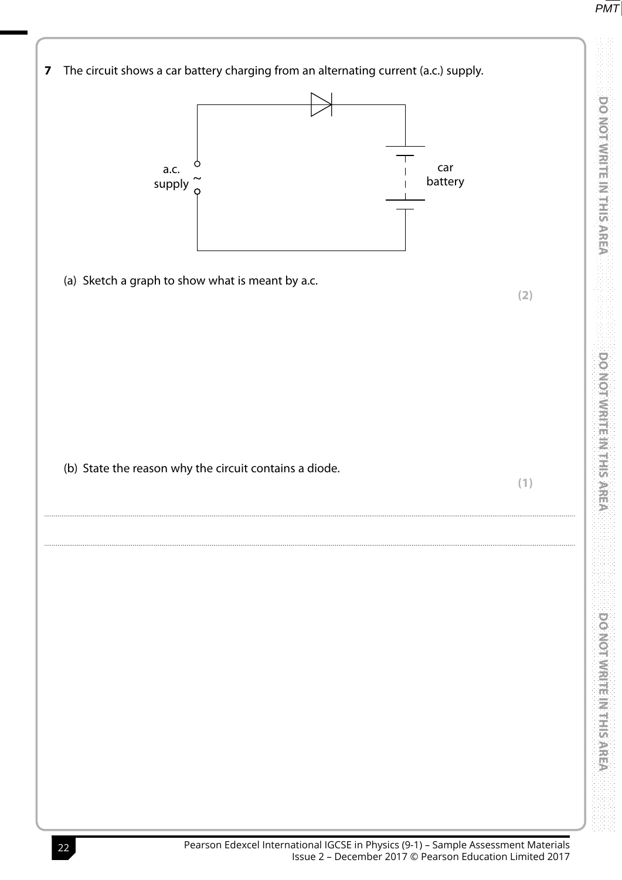**7** The circuit shows a car battery charging from an alternating current (a.c.) supply.

a.c. supply ~ | car battery

(a) Sketch a graph to show what is meant by a.c.

**(2)**

(b) State the reason why the circuit contains a diode.

**(1)**

..................................................................................................................................................................................................................

..................................................................................................................................................................................................................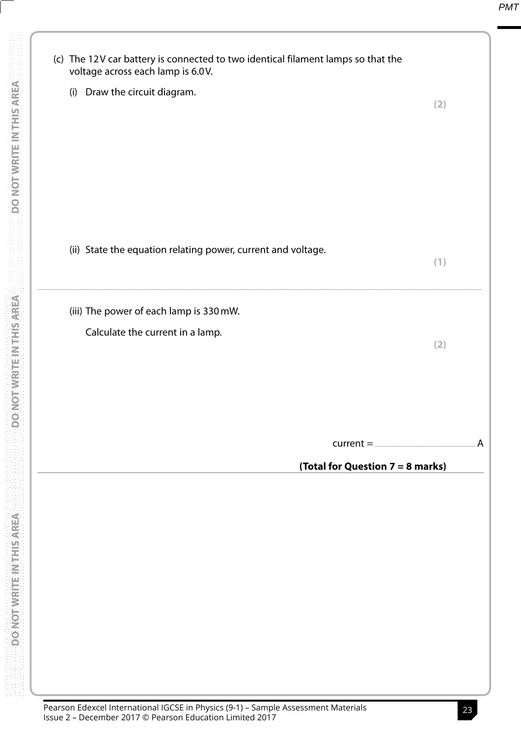(c) The 12 V car battery is connected to two identical filament lamps so that the voltage across each lamp is 6.0 V.

(i) Draw the circuit diagram.

**(2)**

(ii) State the equation relating power, current and voltage.

**(1)**

.....................................................................................................................................................................................

(iii) The power of each lamp is 330 mW.

Calculate the current in a lamp.

**(2)**

current = .............................................................. A

**(Total for Question 7 = 8 marks)**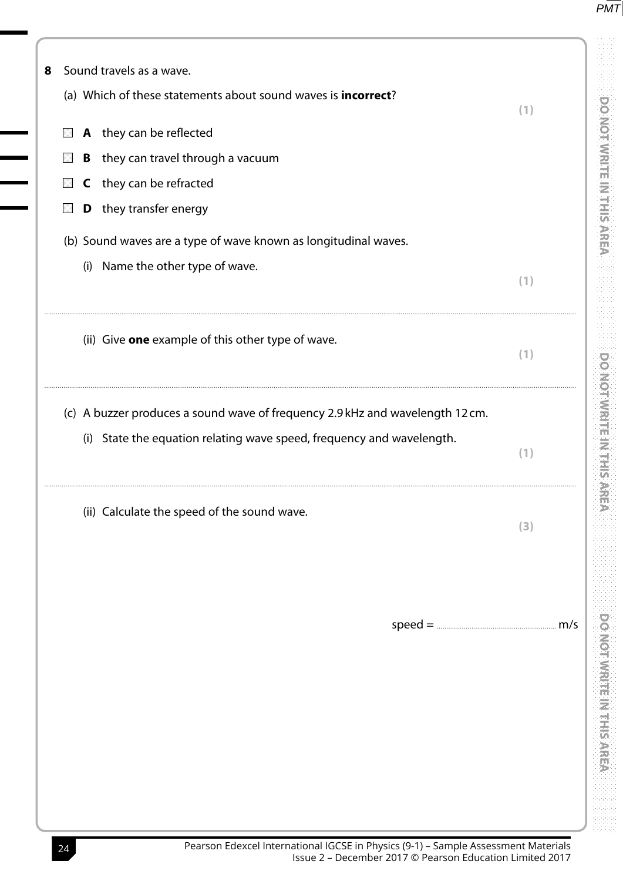**8** Sound travels as a wave.

(a) Which of these statements about sound waves is **incorrect**?

**(1)**

☐ **A** they can be reflected

☐ **B** they can travel through a vacuum

☐ **C** they can be refracted

☐ **D** they transfer energy

(b) Sound waves are a type of wave known as longitudinal waves.

(i) Name the other type of wave.

**(1)**

..............................................................................................................................................

(ii) Give **one** example of this other type of wave.

**(1)**

..............................................................................................................................................

(c) A buzzer produces a sound wave of frequency 2.9 kHz and wavelength 12 cm.

(i) State the equation relating wave speed, frequency and wavelength.

**(1)**

..............................................................................................................................................

(ii) Calculate the speed of the sound wave.

**(3)**

speed = .................................... m/s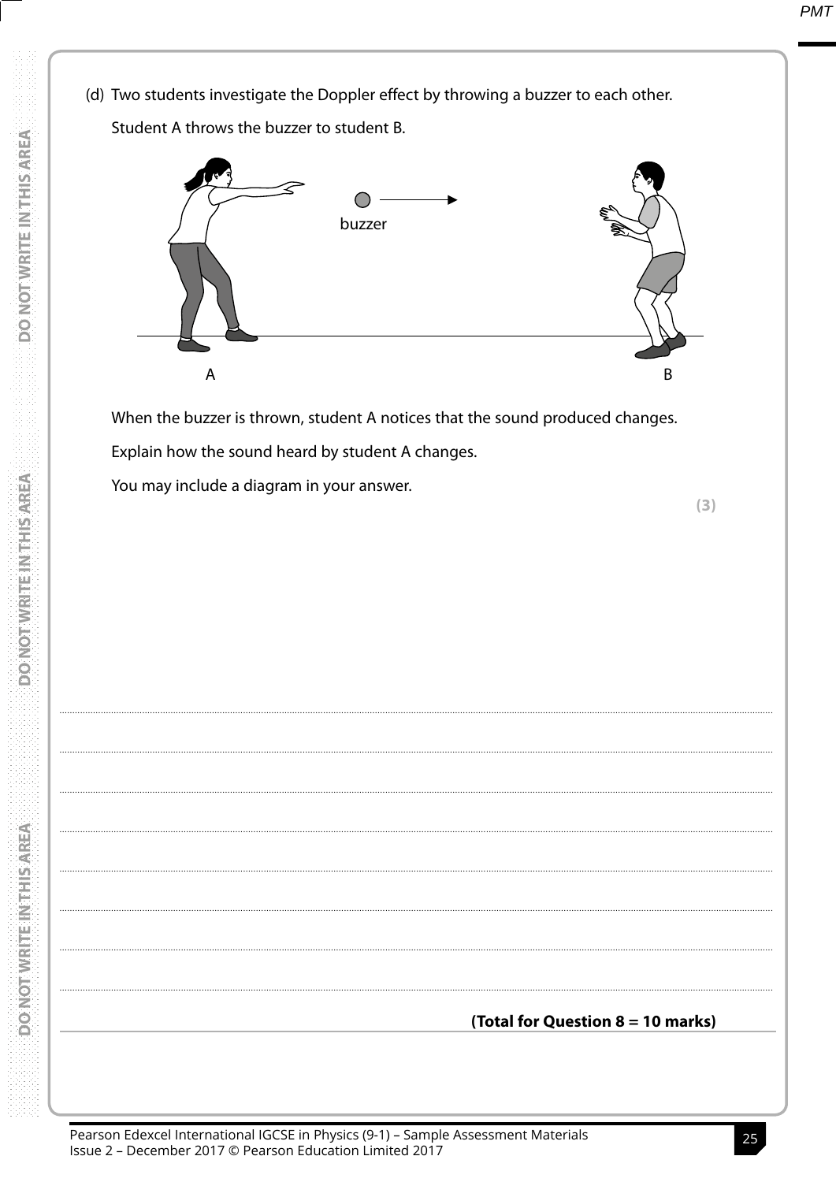(d) Two students investigate the Doppler effect by throwing a buzzer to each other.

Student A throws the buzzer to student B.

buzzer

A B

When the buzzer is thrown, student A notices that the sound produced changes.

Explain how the sound heard by student A changes.

You may include a diagram in your answer.

**(3)**

..........................................................................................................................................................................................................

..........................................................................................................................................................................................................

..........................................................................................................................................................................................................

..........................................................................................................................................................................................................

..........................................................................................................................................................................................................

..........................................................................................................................................................................................................

..........................................................................................................................................................................................................

..........................................................................................................................................................................................................

**(Total for Question 8 = 10 marks)**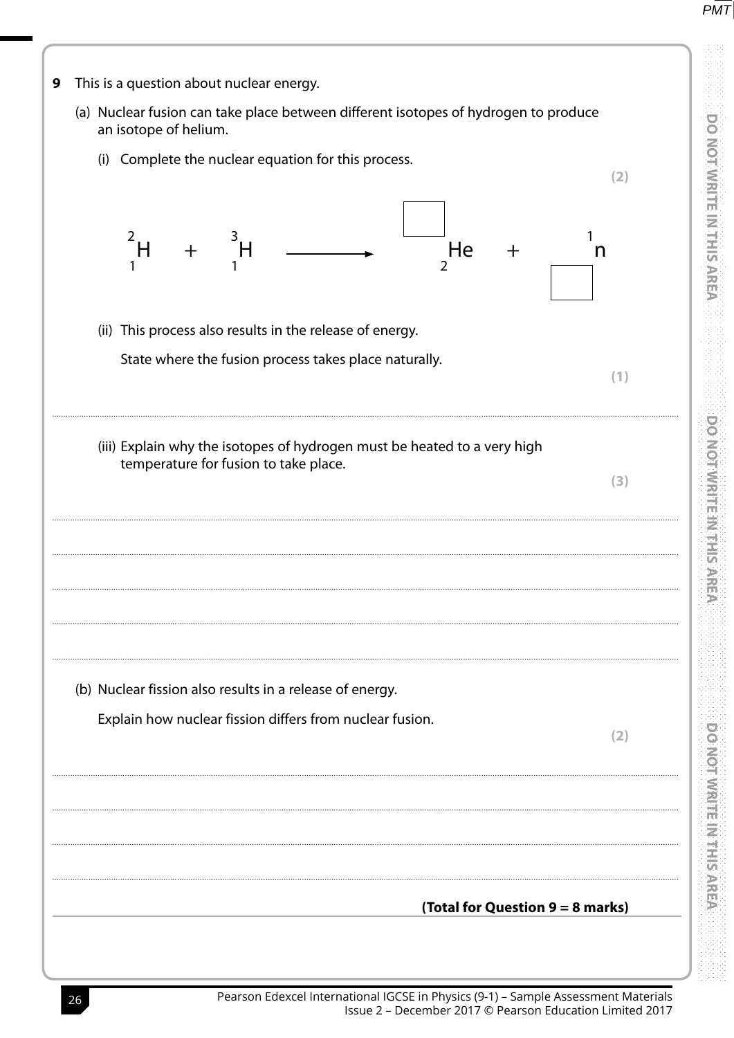**9** This is a question about nuclear energy.

(a) Nuclear fusion can take place between different isotopes of hydrogen to produce an isotope of helium.

(i) Complete the nuclear equation for this process.

**(2)**

$$^{2}_{1}\text{H} \quad + \quad ^{3}_{1}\text{H} \longrightarrow \; ^{\square}_{2}\text{He} \quad + \quad ^{1}_{\square}\text{n}$$

(ii) This process also results in the release of energy.

State where the fusion process takes place naturally.

**(1)**

..........................................................................................................................................

(iii) Explain why the isotopes of hydrogen must be heated to a very high temperature for fusion to take place.

**(3)**

..........................................................................................................................................

..........................................................................................................................................

..........................................................................................................................................

..........................................................................................................................................

(b) Nuclear fission also results in a release of energy.

Explain how nuclear fission differs from nuclear fusion.

**(2)**

..........................................................................................................................................

..........................................................................................................................................

..........................................................................................................................................

..........................................................................................................................................

**(Total for Question 9 = 8 marks)**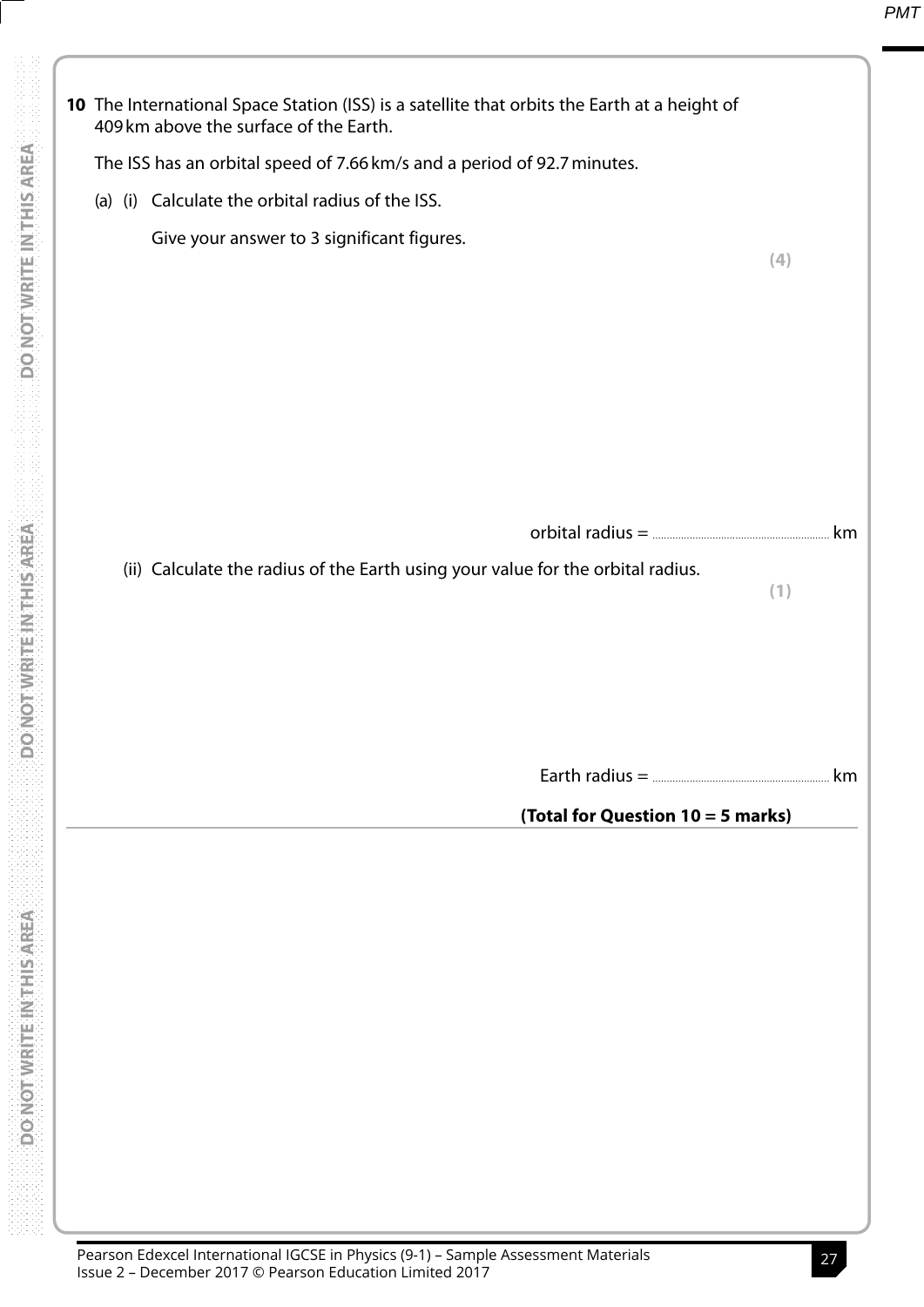**10** The International Space Station (ISS) is a satellite that orbits the Earth at a height of 409 km above the surface of the Earth.

The ISS has an orbital speed of 7.66 km/s and a period of 92.7 minutes.

(a) (i) Calculate the orbital radius of the ISS.

Give your answer to 3 significant figures.

**(4)**

orbital radius = .............................................................. km

(ii) Calculate the radius of the Earth using your value for the orbital radius.

**(1)**

Earth radius = .............................................................. km

**(Total for Question 10 = 5 marks)**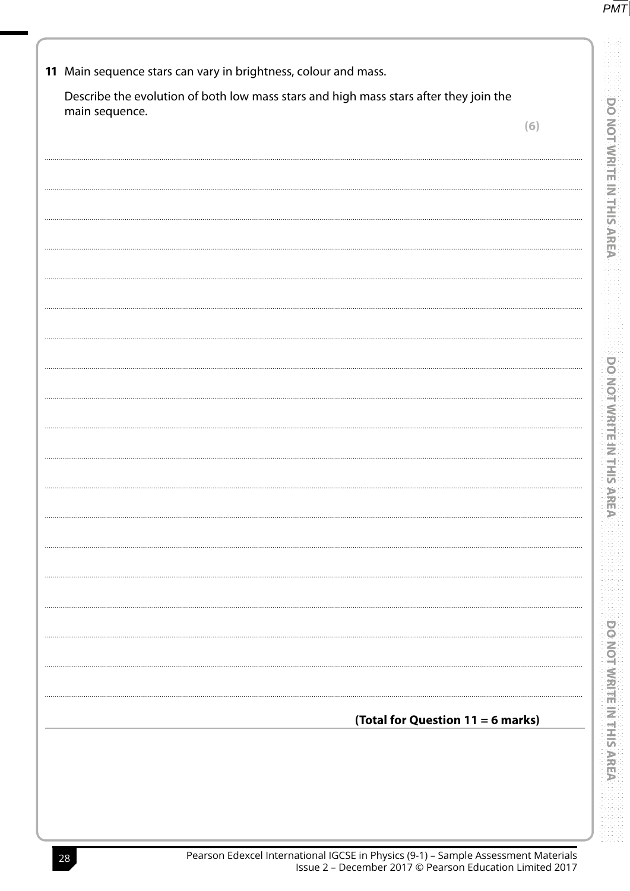**11** Main sequence stars can vary in brightness, colour and mass.

Describe the evolution of both low mass stars and high mass stars after they join the main sequence.

**(6)**

**(Total for Question 11 = 6 marks)**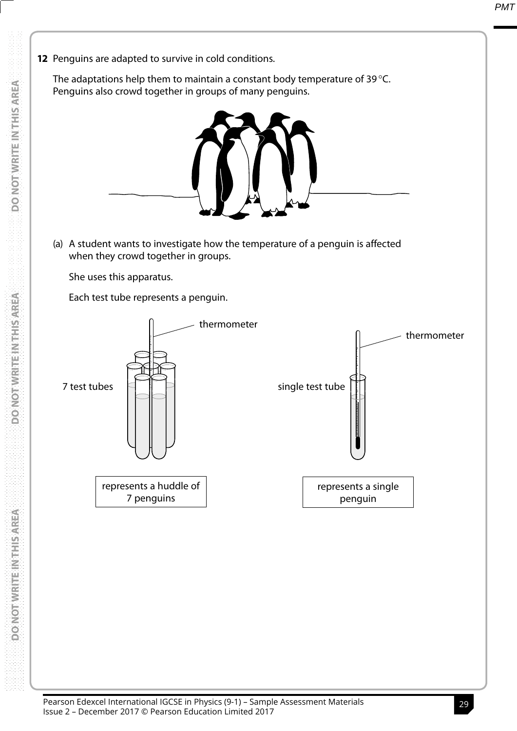**12** Penguins are adapted to survive in cold conditions.

The adaptations help them to maintain a constant body temperature of 39 °C.
Penguins also crowd together in groups of many penguins.

(a) A student wants to investigate how the temperature of a penguin is affected when they crowd together in groups.

She uses this apparatus.

Each test tube represents a penguin.

thermometer

7 test tubes

represents a huddle of 7 penguins

thermometer

single test tube

represents a single penguin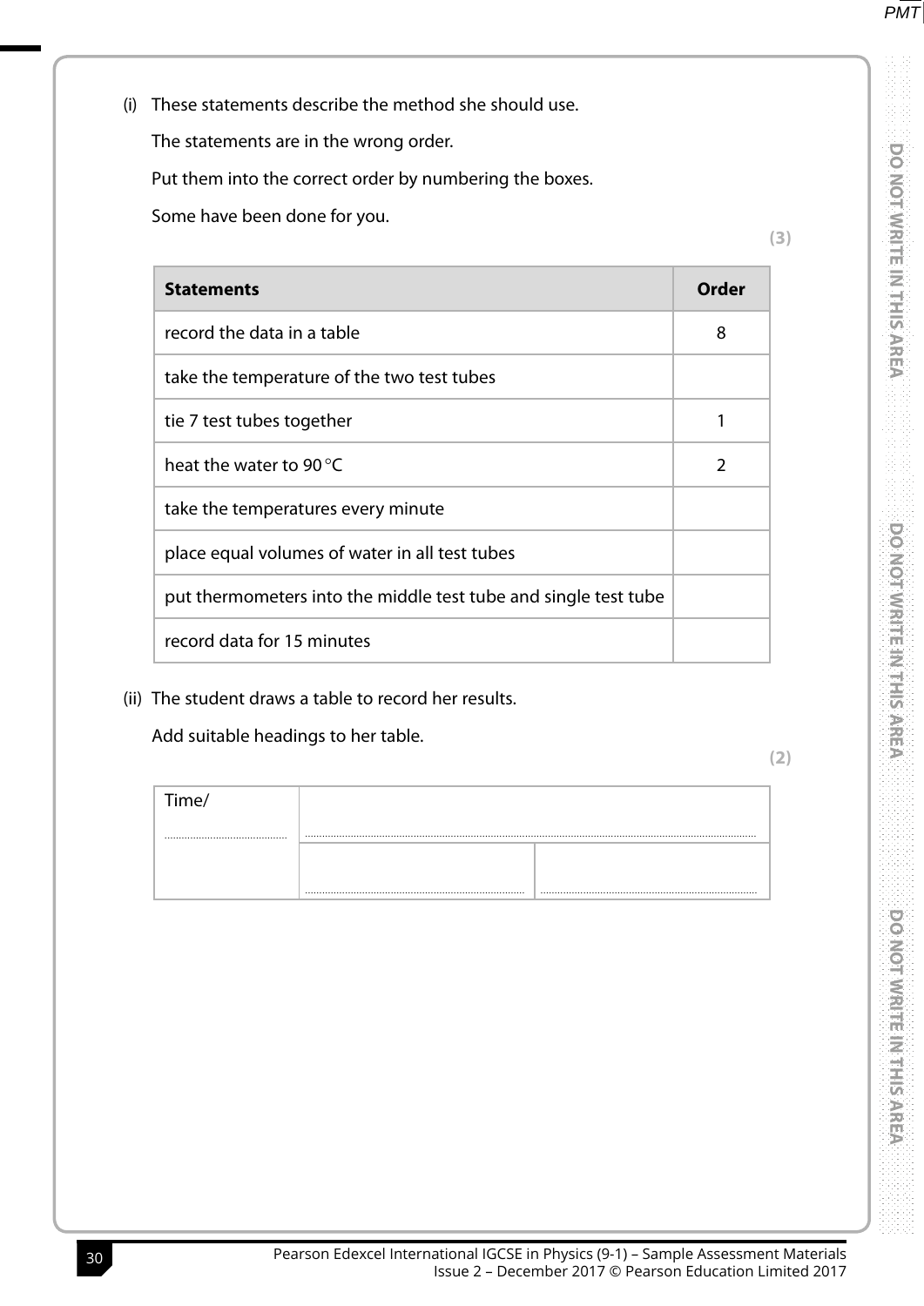(i) These statements describe the method she should use.

The statements are in the wrong order.

Put them into the correct order by numbering the boxes.

Some have been done for you.

**(3)**

| **Statements** | **Order** |
|---|---|
| record the data in a table | 8 |
| take the temperature of the two test tubes | |
| tie 7 test tubes together | 1 |
| heat the water to 90 °C | 2 |
| take the temperatures every minute | |
| place equal volumes of water in all test tubes | |
| put thermometers into the middle test tube and single test tube | |
| record data for 15 minutes | |

(ii) The student draws a table to record her results.

Add suitable headings to her table.

**(2)**

| Time/ .................... | .................................................... | |
|---|---|---|
| | .................................................... | .................................................... |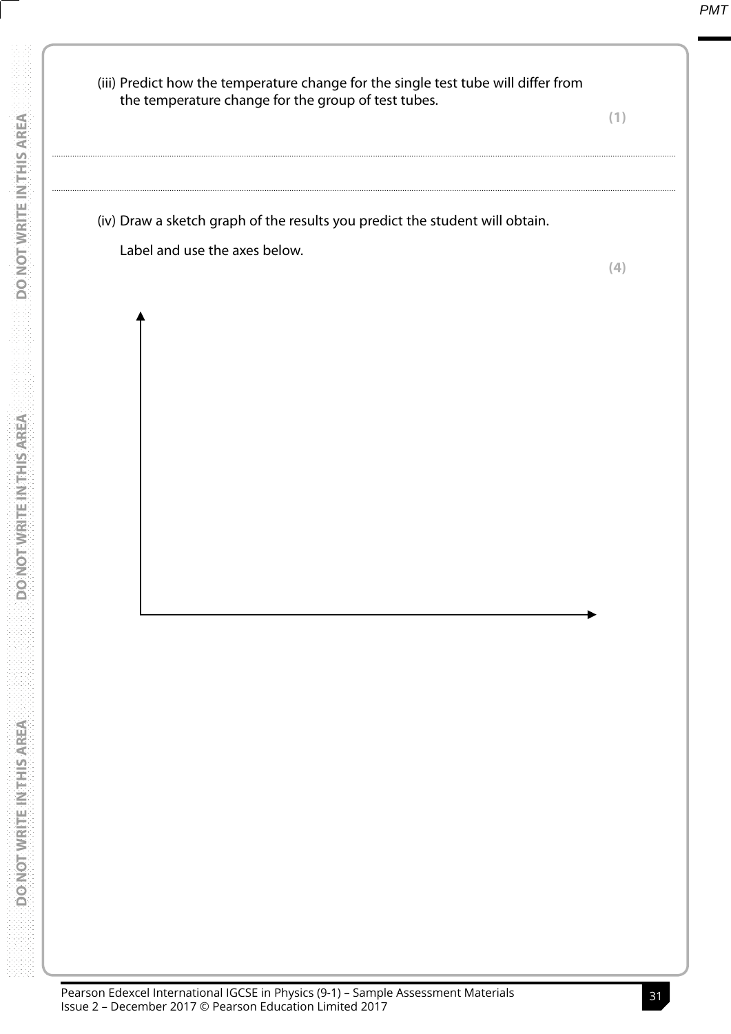(iii) Predict how the temperature change for the single test tube will differ from the temperature change for the group of test tubes.

**(1)**

..............................................................................................................................................

..............................................................................................................................................

(iv) Draw a sketch graph of the results you predict the student will obtain.

Label and use the axes below.

**(4)**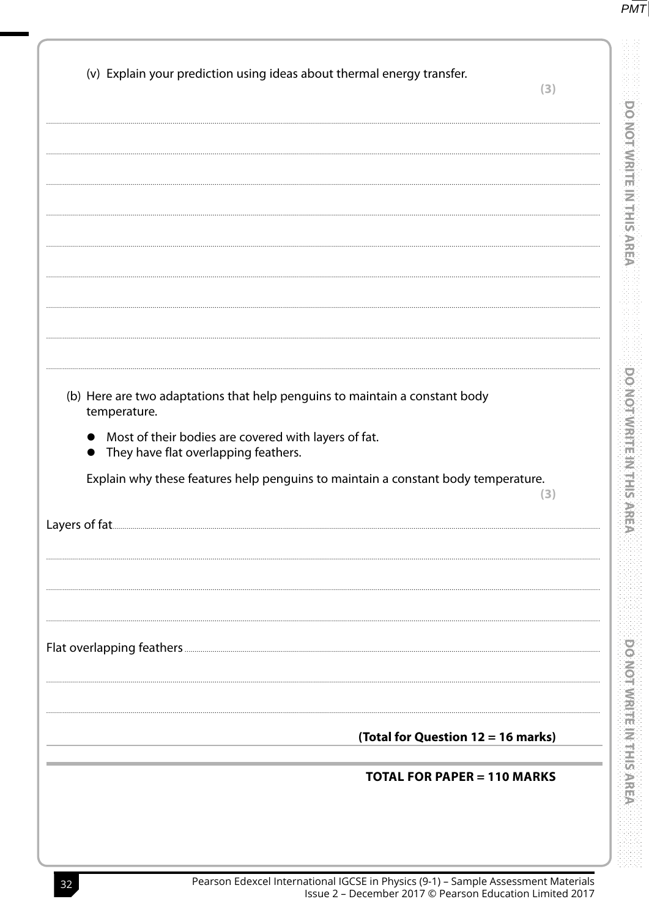(v) Explain your prediction using ideas about thermal energy transfer.

**(3)**

(b) Here are two adaptations that help penguins to maintain a constant body temperature.

- Most of their bodies are covered with layers of fat.
- They have flat overlapping feathers.

Explain why these features help penguins to maintain a constant body temperature.

**(3)**

Layers of fat

Flat overlapping feathers

**(Total for Question 12 = 16 marks)**

**TOTAL FOR PAPER = 110 MARKS**